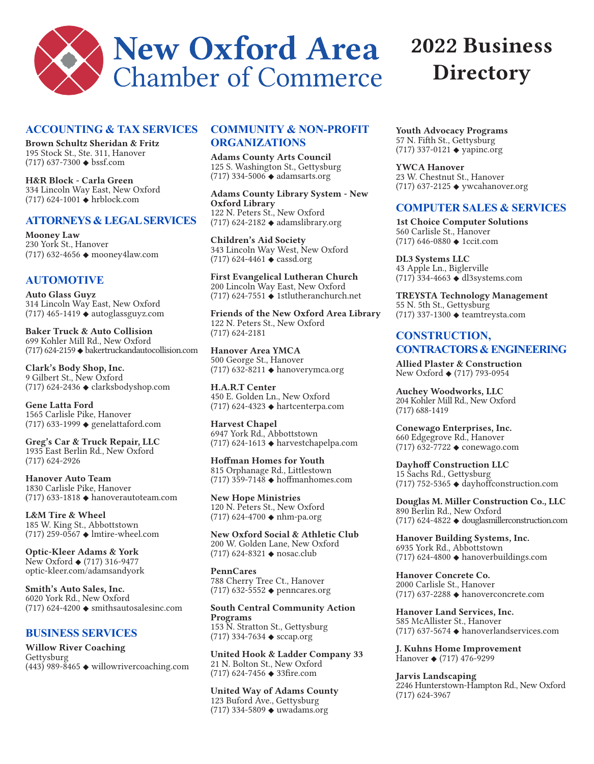# New Oxford Area Chamber of Commerce

# 2022 Business Directory

## ACCOUNTING & TAX SERVICES

**Brown Schultz Sheridan & Fritz**
195 Stock St., Ste. 311, Hanover
(717) 637-7300 ◆ bssf.com

**H&R Block - Carla Green**
334 Lincoln Way East, New Oxford
(717) 624-1001 ◆ hrblock.com

## ATTORNEYS & LEGAL SERVICES

**Mooney Law**
230 York St., Hanover
(717) 632-4656 ◆ mooney4law.com

## AUTOMOTIVE

**Auto Glass Guyz**
314 Lincoln Way East, New Oxford
(717) 465-1419 ◆ autoglassguyz.com

**Baker Truck & Auto Collision**
699 Kohler Mill Rd., New Oxford
(717) 624-2159 ◆ bakertruckandautocollision.com

**Clark's Body Shop, Inc.**
9 Gilbert St., New Oxford
(717) 624-2436 ◆ clarksbodyshop.com

**Gene Latta Ford**
1565 Carlisle Pike, Hanover
(717) 633-1999 ◆ genelattaford.com

**Greg's Car & Truck Repair, LLC**
1935 East Berlin Rd., New Oxford
(717) 624-2926

**Hanover Auto Team**
1830 Carlisle Pike, Hanover
(717) 633-1818 ◆ hanoverautoteam.com

**L&M Tire & Wheel**
185 W. King St., Abbottstown
(717) 259-0567 ◆ lmtire-wheel.com

**Optic-Kleer Adams & York**
New Oxford ◆ (717) 316-9477
optic-kleer.com/adamsandyork

**Smith's Auto Sales, Inc.**
6020 York Rd., New Oxford
(717) 624-4200 ◆ smithsautosalesinc.com

## BUSINESS SERVICES

**Willow River Coaching**
Gettysburg
(443) 989-8465 ◆ willowrivercoaching.com

## COMMUNITY & NON-PROFIT ORGANIZATIONS

**Adams County Arts Council**
125 S. Washington St., Gettysburg
(717) 334-5006 ◆ adamsarts.org

**Adams County Library System - New Oxford Library**
122 N. Peters St., New Oxford
(717) 624-2182 ◆ adamslibrary.org

**Children's Aid Society**
343 Lincoln Way West, New Oxford
(717) 624-4461 ◆ cassd.org

**First Evangelical Lutheran Church**
200 Lincoln Way East, New Oxford
(717) 624-7551 ◆ 1stlutheranchurch.net

**Friends of the New Oxford Area Library**
122 N. Peters St., New Oxford
(717) 624-2181

**Hanover Area YMCA**
500 George St., Hanover
(717) 632-8211 ◆ hanoverymca.org

**H.A.R.T Center**
450 E. Golden Ln., New Oxford
(717) 624-4323 ◆ hartcenterpa.com

**Harvest Chapel**
6947 York Rd., Abbottstown
(717) 624-1613 ◆ harvestchapelpa.com

**Hoffman Homes for Youth**
815 Orphanage Rd., Littlestown
(717) 359-7148 ◆ hoffmanhomes.com

**New Hope Ministries**
120 N. Peters St., New Oxford
(717) 624-4700 ◆ nhm-pa.org

**New Oxford Social & Athletic Club**
200 W. Golden Lane, New Oxford
(717) 624-8321 ◆ nosac.club

**PennCares**
788 Cherry Tree Ct., Hanover
(717) 632-5552 ◆ penncares.org

**South Central Community Action Programs**
153 N. Stratton St., Gettysburg
(717) 334-7634 ◆ sccap.org

**United Hook & Ladder Company 33**
21 N. Bolton St., New Oxford
(717) 624-7456 ◆ 33fire.com

**United Way of Adams County**
123 Buford Ave., Gettysburg
(717) 334-5809 ◆ uwadams.org

**Youth Advocacy Programs**
57 N. Fifth St., Gettysburg
(717) 337-0121 ◆ yapinc.org

**YWCA Hanover**
23 W. Chestnut St., Hanover
(717) 637-2125 ◆ ywcahanover.org

## COMPUTER SALES & SERVICES

**1st Choice Computer Solutions**
560 Carlisle St., Hanover
(717) 646-0880 ◆ 1ccit.com

**DL3 Systems LLC**
43 Apple Ln., Biglerville
(717) 334-4663 ◆ dl3systems.com

**TREYSTA Technology Management**
55 N. 5th St., Gettysburg
(717) 337-1300 ◆ teamtreysta.com

## CONSTRUCTION, CONTRACTORS & ENGINEERING

**Allied Plaster & Construction**
New Oxford ◆ (717) 793-0954

**Auchey Woodworks, LLC**
204 Kohler Mill Rd., New Oxford
(717) 688-1419

**Conewago Enterprises, Inc.**
660 Edgegrove Rd., Hanover
(717) 632-7722 ◆ conewago.com

**Dayhoff Construction LLC**
15 Sachs Rd., Gettysburg
(717) 752-5365 ◆ dayhoffconstruction.com

**Douglas M. Miller Construction Co., LLC**
890 Berlin Rd., New Oxford
(717) 624-4822 ◆ douglasmillerconstruction.com

**Hanover Building Systems, Inc.**
6935 York Rd., Abbottstown
(717) 624-4800 ◆ hanoverbuildings.com

**Hanover Concrete Co.**
2000 Carlisle St., Hanover
(717) 637-2288 ◆ hanoverconcrete.com

**Hanover Land Services, Inc.**
585 McAllister St., Hanover
(717) 637-5674 ◆ hanoverlandservices.com

**J. Kuhns Home Improvement**
Hanover ◆ (717) 476-9299

**Jarvis Landscaping**
2246 Hunterstown-Hampton Rd., New Oxford
(717) 624-3967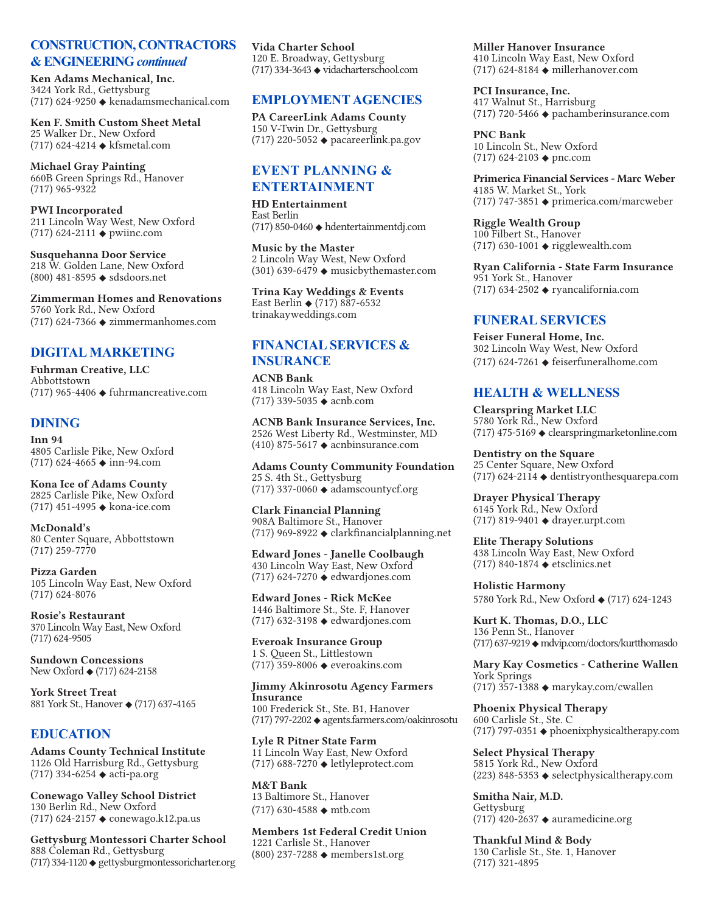## CONSTRUCTION, CONTRACTORS & ENGINEERING *continued*

**Ken Adams Mechanical, Inc.**
3424 York Rd., Gettysburg
(717) 624-9250 ◆ kenadamsmechanical.com

**Ken F. Smith Custom Sheet Metal**
25 Walker Dr., New Oxford
(717) 624-4214 ◆ kfsmetal.com

**Michael Gray Painting**
660B Green Springs Rd., Hanover
(717) 965-9322

**PWI Incorporated**
211 Lincoln Way West, New Oxford
(717) 624-2111 ◆ pwiinc.com

**Susquehanna Door Service**
218 W. Golden Lane, New Oxford
(800) 481-8595 ◆ sdsdoors.net

**Zimmerman Homes and Renovations**
5760 York Rd., New Oxford
(717) 624-7366 ◆ zimmermanhomes.com

## DIGITAL MARKETING

**Fuhrman Creative, LLC**
Abbottstown
(717) 965-4406 ◆ fuhrmancreative.com

## DINING

**Inn 94**
4805 Carlisle Pike, New Oxford
(717) 624-4665 ◆ inn-94.com

**Kona Ice of Adams County**
2825 Carlisle Pike, New Oxford
(717) 451-4995 ◆ kona-ice.com

**McDonald's**
80 Center Square, Abbottstown
(717) 259-7770

**Pizza Garden**
105 Lincoln Way East, New Oxford
(717) 624-8076

**Rosie's Restaurant**
370 Lincoln Way East, New Oxford
(717) 624-9505

**Sundown Concessions**
New Oxford ◆ (717) 624-2158

**York Street Treat**
881 York St., Hanover ◆ (717) 637-4165

## EDUCATION

**Adams County Technical Institute**
1126 Old Harrisburg Rd., Gettysburg
(717) 334-6254 ◆ acti-pa.org

**Conewago Valley School District**
130 Berlin Rd., New Oxford
(717) 624-2157 ◆ conewago.k12.pa.us

**Gettysburg Montessori Charter School**
888 Coleman Rd., Gettysburg
(717) 334-1120 ◆ gettysburgmontessoricharter.org

**Vida Charter School**
120 E. Broadway, Gettysburg
(717) 334-3643 ◆ vidacharterschool.com

## EMPLOYMENT AGENCIES

**PA CareerLink Adams County**
150 V-Twin Dr., Gettysburg
(717) 220-5052 ◆ pacareerlink.pa.gov

## EVENT PLANNING & ENTERTAINMENT

**HD Entertainment**
East Berlin
(717) 850-0460 ◆ hdentertainmentdj.com

**Music by the Master**
2 Lincoln Way West, New Oxford
(301) 639-6479 ◆ musicbythemaster.com

**Trina Kay Weddings & Events**
East Berlin ◆ (717) 887-6532
trinakayweddings.com

## FINANCIAL SERVICES & INSURANCE

**ACNB Bank**
418 Lincoln Way East, New Oxford
(717) 339-5035 ◆ acnb.com

**ACNB Bank Insurance Services, Inc.**
2526 West Liberty Rd., Westminster, MD
(410) 875-5617 ◆ acnbinsurance.com

**Adams County Community Foundation**
25 S. 4th St., Gettysburg
(717) 337-0060 ◆ adamscountycf.org

**Clark Financial Planning**
908A Baltimore St., Hanover
(717) 969-8922 ◆ clarkfinancialplanning.net

**Edward Jones - Janelle Coolbaugh**
430 Lincoln Way East, New Oxford
(717) 624-7270 ◆ edwardjones.com

**Edward Jones - Rick McKee**
1446 Baltimore St., Ste. F, Hanover
(717) 632-3198 ◆ edwardjones.com

**Everoak Insurance Group**
1 S. Queen St., Littlestown
(717) 359-8006 ◆ everoakins.com

**Jimmy Akinrosotu Agency Farmers Insurance**
100 Frederick St., Ste. B1, Hanover
(717) 797-2202 ◆ agents.farmers.com/oakinrosotu

**Lyle R Pitner State Farm**
11 Lincoln Way East, New Oxford
(717) 688-7270 ◆ letlyleprotect.com

**M&T Bank**
13 Baltimore St., Hanover
(717) 630-4588 ◆ mtb.com

**Members 1st Federal Credit Union**
1221 Carlisle St., Hanover
(800) 237-7288 ◆ members1st.org

**Miller Hanover Insurance**
410 Lincoln Way East, New Oxford
(717) 624-8184 ◆ millerhanover.com

**PCI Insurance, Inc.**
417 Walnut St., Harrisburg
(717) 720-5466 ◆ pachamberinsurance.com

**PNC Bank**
10 Lincoln St., New Oxford
(717) 624-2103 ◆ pnc.com

**Primerica Financial Services - Marc Weber**
4185 W. Market St., York
(717) 747-3851 ◆ primerica.com/marcweber

**Riggle Wealth Group**
100 Filbert St., Hanover
(717) 630-1001 ◆ rigglewealth.com

**Ryan California - State Farm Insurance**
951 York St., Hanover
(717) 634-2502 ◆ ryancalifornia.com

## FUNERAL SERVICES

**Feiser Funeral Home, Inc.**
302 Lincoln Way West, New Oxford
(717) 624-7261 ◆ feiserfuneralhome.com

## HEALTH & WELLNESS

**Clearspring Market LLC**
5780 York Rd., New Oxford
(717) 475-5169 ◆ clearspringmarketonline.com

**Dentistry on the Square**
25 Center Square, New Oxford
(717) 624-2114 ◆ dentistryonthesquarepa.com

**Drayer Physical Therapy**
6145 York Rd., New Oxford
(717) 819-9401 ◆ drayer.urpt.com

**Elite Therapy Solutions**
438 Lincoln Way East, New Oxford
(717) 840-1874 ◆ etsclinics.net

**Holistic Harmony**
5780 York Rd., New Oxford ◆ (717) 624-1243

**Kurt K. Thomas, D.O., LLC**
136 Penn St., Hanover
(717) 637-9219 ◆ mdvip.com/doctors/kurtthomasdo

**Mary Kay Cosmetics - Catherine Wallen**
York Springs
(717) 357-1388 ◆ marykay.com/cwallen

**Phoenix Physical Therapy**
600 Carlisle St., Ste. C
(717) 797-0351 ◆ phoenixphysicaltherapy.com

**Select Physical Therapy**
5815 York Rd., New Oxford
(223) 848-5353 ◆ selectphysicaltherapy.com

**Smitha Nair, M.D.**
Gettysburg
(717) 420-2637 ◆ auramedicine.org

**Thankful Mind & Body**
130 Carlisle St., Ste. 1, Hanover
(717) 321-4895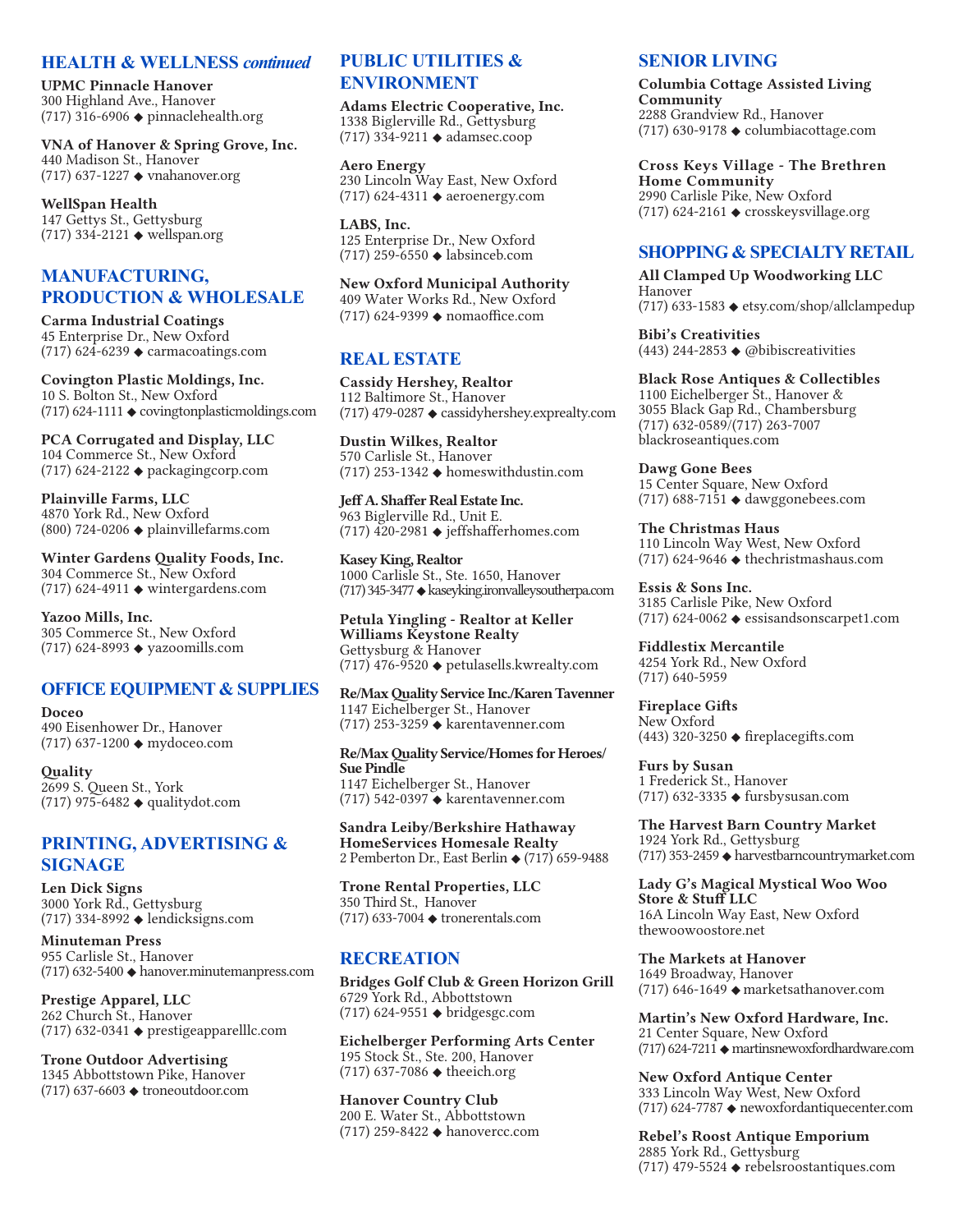## HEALTH & WELLNESS *continued*

**UPMC Pinnacle Hanover**
300 Highland Ave., Hanover
(717) 316-6906 ◆ pinnaclehealth.org

**VNA of Hanover & Spring Grove, Inc.**
440 Madison St., Hanover
(717) 637-1227 ◆ vnahanover.org

**WellSpan Health**
147 Gettys St., Gettysburg
(717) 334-2121 ◆ wellspan.org

## MANUFACTURING, PRODUCTION & WHOLESALE

**Carma Industrial Coatings**
45 Enterprise Dr., New Oxford
(717) 624-6239 ◆ carmacoatings.com

**Covington Plastic Moldings, Inc.**
10 S. Bolton St., New Oxford
(717) 624-1111 ◆ covingtonplasticmoldings.com

**PCA Corrugated and Display, LLC**
104 Commerce St., New Oxford
(717) 624-2122 ◆ packagingcorp.com

**Plainville Farms, LLC**
4870 York Rd., New Oxford
(800) 724-0206 ◆ plainvillefarms.com

**Winter Gardens Quality Foods, Inc.**
304 Commerce St., New Oxford
(717) 624-4911 ◆ wintergardens.com

**Yazoo Mills, Inc.**
305 Commerce St., New Oxford
(717) 624-8993 ◆ yazoomills.com

## OFFICE EQUIPMENT & SUPPLIES

**Doceo**
490 Eisenhower Dr., Hanover
(717) 637-1200 ◆ mydoceo.com

**Quality**
2699 S. Queen St., York
(717) 975-6482 ◆ qualitydot.com

## PRINTING, ADVERTISING & SIGNAGE

**Len Dick Signs**
3000 York Rd., Gettysburg
(717) 334-8992 ◆ lendicksigns.com

**Minuteman Press**
955 Carlisle St., Hanover
(717) 632-5400 ◆ hanover.minutemanpress.com

**Prestige Apparel, LLC**
262 Church St., Hanover
(717) 632-0341 ◆ prestigeapparelllc.com

**Trone Outdoor Advertising**
1345 Abbottstown Pike, Hanover
(717) 637-6603 ◆ troneoutdoor.com

## PUBLIC UTILITIES & ENVIRONMENT

**Adams Electric Cooperative, Inc.**
1338 Biglerville Rd., Gettysburg
(717) 334-9211 ◆ adamsec.coop

**Aero Energy**
230 Lincoln Way East, New Oxford
(717) 624-4311 ◆ aeroenergy.com

**LABS, Inc.**
125 Enterprise Dr., New Oxford
(717) 259-6550 ◆ labsinceb.com

**New Oxford Municipal Authority**
409 Water Works Rd., New Oxford
(717) 624-9399 ◆ nomaoffice.com

## REAL ESTATE

**Cassidy Hershey, Realtor**
112 Baltimore St., Hanover
(717) 479-0287 ◆ cassidyhershey.exprealty.com

**Dustin Wilkes, Realtor**
570 Carlisle St., Hanover
(717) 253-1342 ◆ homeswithdustin.com

**Jeff A. Shaffer Real Estate Inc.**
963 Biglerville Rd., Unit E.
(717) 420-2981 ◆ jeffshafferhomes.com

**Kasey King, Realtor**
1000 Carlisle St., Ste. 1650, Hanover
(717) 345-3477 ◆ kaseyking.ironvalleysoutherpa.com

**Petula Yingling - Realtor at Keller Williams Keystone Realty**
Gettysburg & Hanover
(717) 476-9520 ◆ petulasells.kwrealty.com

**Re/Max Quality Service Inc./Karen Tavenner**
1147 Eichelberger St., Hanover
(717) 253-3259 ◆ karentavenner.com

**Re/Max Quality Service/Homes for Heroes/ Sue Pindle**
1147 Eichelberger St., Hanover
(717) 542-0397 ◆ karentavenner.com

**Sandra Leiby/Berkshire Hathaway HomeServices Homesale Realty**
2 Pemberton Dr., East Berlin ◆ (717) 659-9488

**Trone Rental Properties, LLC**
350 Third St., Hanover
(717) 633-7004 ◆ tronerentals.com

## RECREATION

**Bridges Golf Club & Green Horizon Grill**
6729 York Rd., Abbottstown
(717) 624-9551 ◆ bridgesgc.com

**Eichelberger Performing Arts Center**
195 Stock St., Ste. 200, Hanover
(717) 637-7086 ◆ theeich.org

**Hanover Country Club**
200 E. Water St., Abbottstown
(717) 259-8422 ◆ hanovercc.com

## SENIOR LIVING

**Columbia Cottage Assisted Living Community**
2288 Grandview Rd., Hanover
(717) 630-9178 ◆ columbiacottage.com

**Cross Keys Village - The Brethren Home Community**
2990 Carlisle Pike, New Oxford
(717) 624-2161 ◆ crosskeysvillage.org

## SHOPPING & SPECIALTY RETAIL

**All Clamped Up Woodworking LLC**
Hanover
(717) 633-1583 ◆ etsy.com/shop/allclampedup

**Bibi's Creativities**
(443) 244-2853 ◆ @bibiscreativities

**Black Rose Antiques & Collectibles**
1100 Eichelberger St., Hanover &
3055 Black Gap Rd., Chambersburg
(717) 632-0589/(717) 263-7007
blackroseantiques.com

**Dawg Gone Bees**
15 Center Square, New Oxford
(717) 688-7151 ◆ dawggonebees.com

**The Christmas Haus**
110 Lincoln Way West, New Oxford
(717) 624-9646 ◆ thechristmashaus.com

**Essis & Sons Inc.**
3185 Carlisle Pike, New Oxford
(717) 624-0062 ◆ essisandsonscarpet1.com

**Fiddlestix Mercantile**
4254 York Rd., New Oxford
(717) 640-5959

**Fireplace Gifts**
New Oxford
(443) 320-3250 ◆ fireplacegifts.com

**Furs by Susan**
1 Frederick St., Hanover
(717) 632-3335 ◆ fursbysusan.com

**The Harvest Barn Country Market**
1924 York Rd., Gettysburg
(717) 353-2459 ◆ harvestbarncountrymarket.com

**Lady G's Magical Mystical Woo Woo Store & Stuff LLC**
16A Lincoln Way East, New Oxford
thewoowoostore.net

**The Markets at Hanover**
1649 Broadway, Hanover
(717) 646-1649 ◆ marketsathanover.com

**Martin's New Oxford Hardware, Inc.**
21 Center Square, New Oxford
(717) 624-7211 ◆ martinsnewoxfordhardware.com

**New Oxford Antique Center**
333 Lincoln Way West, New Oxford
(717) 624-7787 ◆ newoxfordantiquecenter.com

**Rebel's Roost Antique Emporium**
2885 York Rd., Gettysburg
(717) 479-5524 ◆ rebelsroostantiques.com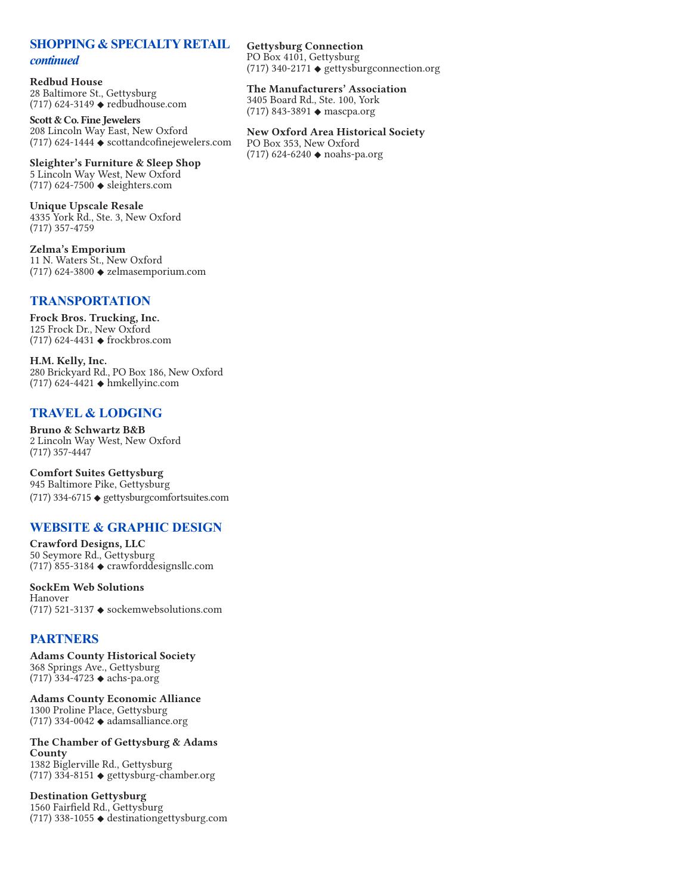## SHOPPING & SPECIALTY RETAIL *continued*

**Redbud House**
28 Baltimore St., Gettysburg
(717) 624-3149 ◆ redbudhouse.com

**Scott & Co. Fine Jewelers**
208 Lincoln Way East, New Oxford
(717) 624-1444 ◆ scottandcofinejewelers.com

**Sleighter's Furniture & Sleep Shop**
5 Lincoln Way West, New Oxford
(717) 624-7500 ◆ sleighters.com

**Unique Upscale Resale**
4335 York Rd., Ste. 3, New Oxford
(717) 357-4759

**Zelma's Emporium**
11 N. Waters St., New Oxford
(717) 624-3800 ◆ zelmasemporium.com

## TRANSPORTATION

**Frock Bros. Trucking, Inc.**
125 Frock Dr., New Oxford
(717) 624-4431 ◆ frockbros.com

**H.M. Kelly, Inc.**
280 Brickyard Rd., PO Box 186, New Oxford
(717) 624-4421 ◆ hmkellyinc.com

## TRAVEL & LODGING

**Bruno & Schwartz B&B**
2 Lincoln Way West, New Oxford
(717) 357-4447

**Comfort Suites Gettysburg**
945 Baltimore Pike, Gettysburg
(717) 334-6715 ◆ gettysburgcomfortsuites.com

## WEBSITE & GRAPHIC DESIGN

**Crawford Designs, LLC**
50 Seymore Rd., Gettysburg
(717) 855-3184 ◆ crawforddesignsllc.com

**SockEm Web Solutions**
Hanover
(717) 521-3137 ◆ sockemwebsolutions.com

## PARTNERS

**Adams County Historical Society**
368 Springs Ave., Gettysburg
(717) 334-4723 ◆ achs-pa.org

**Adams County Economic Alliance**
1300 Proline Place, Gettysburg
(717) 334-0042 ◆ adamsalliance.org

**The Chamber of Gettysburg & Adams County**
1382 Biglerville Rd., Gettysburg
(717) 334-8151 ◆ gettysburg-chamber.org

**Destination Gettysburg**
1560 Fairfield Rd., Gettysburg
(717) 338-1055 ◆ destinationgettysburg.com

**Gettysburg Connection**
PO Box 4101, Gettysburg
(717) 340-2171 ◆ gettysburgconnection.org

**The Manufacturers' Association**
3405 Board Rd., Ste. 100, York
(717) 843-3891 ◆ mascpa.org

**New Oxford Area Historical Society**
PO Box 353, New Oxford
(717) 624-6240 ◆ noahs-pa.org